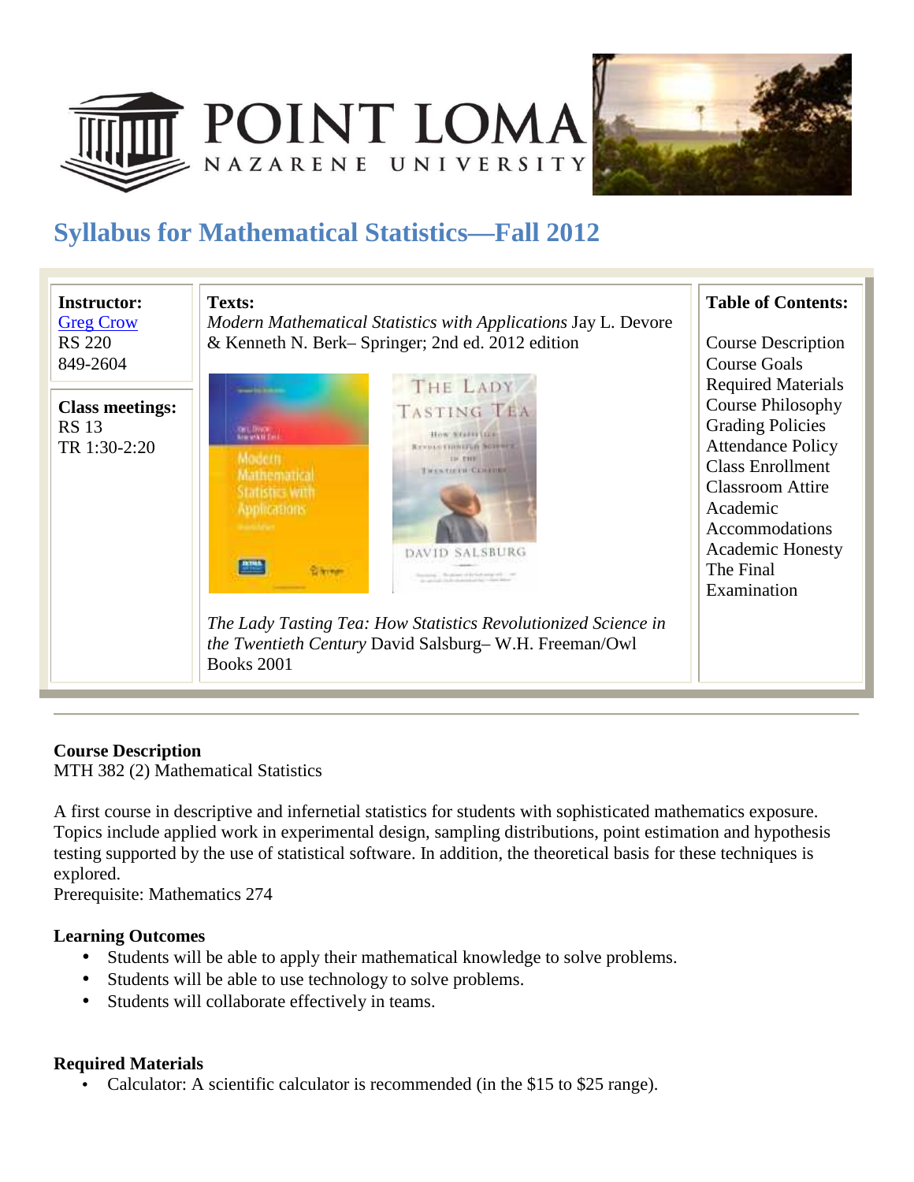# Syllabus for Mathematical Statistics—Fall 2012

| Instructor: [Greg Crow](#) RS 220 849-2604 | Texts: *Modern Mathematical Statistics with Applications* Jay L. Devore & Kenneth N. Berk– Springer; 2nd ed. 2012 edition | Table of Contents: |
|---|---|---|
| **Class meetings:** RS 13 TR 1:30-2:20 | *The Lady Tasting Tea: How Statistics Revolutionized Science in the Twentieth Century* David Salsburg– W.H. Freeman/Owl Books 2001 | Course Description<br>Course Goals<br>Required Materials<br>Course Philosophy<br>Grading Policies<br>Attendance Policy<br>Class Enrollment<br>Classroom Attire<br>Academic Accommodations<br>Academic Honesty<br>The Final Examination |

---

**Course Description**
MTH 382 (2) Mathematical Statistics

A first course in descriptive and infernetial statistics for students with sophisticated mathematics exposure. Topics include applied work in experimental design, sampling distributions, point estimation and hypothesis testing supported by the use of statistical software. In addition, the theoretical basis for these techniques is explored.
Prerequisite: Mathematics 274

**Learning Outcomes**

- Students will be able to apply their mathematical knowledge to solve problems.
- Students will be able to use technology to solve problems.
- Students will collaborate effectively in teams.

**Required Materials**

- Calculator: A scientific calculator is recommended (in the $15 to $25 range).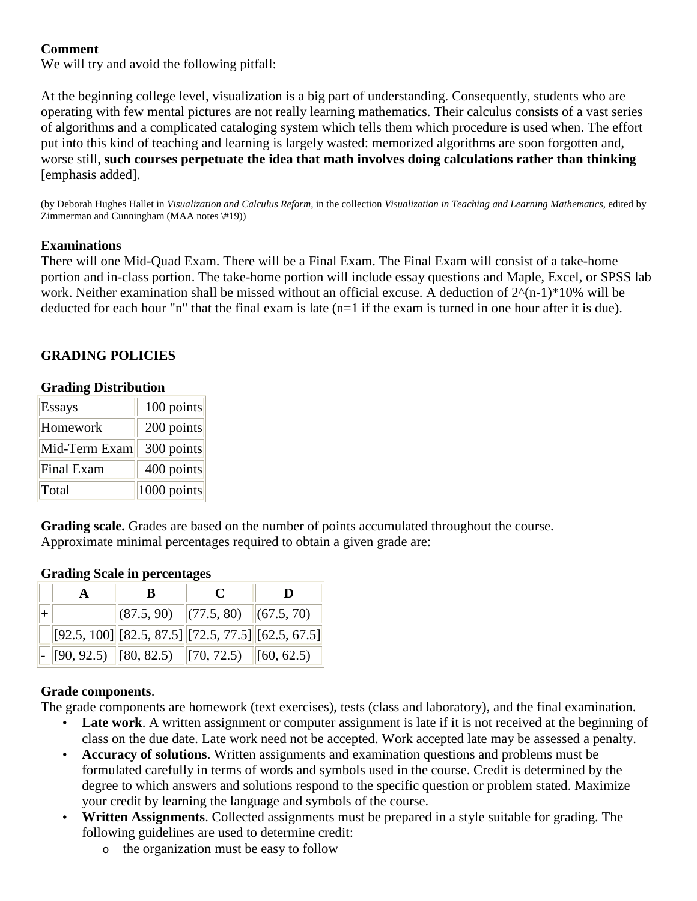**Comment**
We will try and avoid the following pitfall:

At the beginning college level, visualization is a big part of understanding. Consequently, students who are operating with few mental pictures are not really learning mathematics. Their calculus consists of a vast series of algorithms and a complicated cataloging system which tells them which procedure is used when. The effort put into this kind of teaching and learning is largely wasted: memorized algorithms are soon forgotten and, worse still, **such courses perpetuate the idea that math involves doing calculations rather than thinking** [emphasis added].

(by Deborah Hughes Hallet in *Visualization and Calculus Reform*, in the collection *Visualization in Teaching and Learning Mathematics*, edited by Zimmerman and Cunningham (MAA notes \#19))

**Examinations**
There will one Mid-Quad Exam. There will be a Final Exam. The Final Exam will consist of a take-home portion and in-class portion. The take-home portion will include essay questions and Maple, Excel, or SPSS lab work. Neither examination shall be missed without an official excuse. A deduction of $2^{(n-1)}*10\%$ will be deducted for each hour "n" that the final exam is late (n=1 if the exam is turned in one hour after it is due).

**GRADING POLICIES**

**Grading Distribution**

| Essays | 100 points |
|---|---|
| Homework | 200 points |
| Mid-Term Exam | 300 points |
| Final Exam | 400 points |
| Total | 1000 points |

**Grading scale.** Grades are based on the number of points accumulated throughout the course.
Approximate minimal percentages required to obtain a given grade are:

**Grading Scale in percentages**

| | A | B | C | D |
|---|---|---|---|---|
| + | | (87.5, 90) | (77.5, 80) | (67.5, 70) |
| | [92.5, 100] | [82.5, 87.5] | [72.5, 77.5] | [62.5, 67.5] |
| - | [90, 92.5) | [80, 82.5) | [70, 72.5) | [60, 62.5) |

**Grade components**.
The grade components are homework (text exercises), tests (class and laboratory), and the final examination.

- **Late work**. A written assignment or computer assignment is late if it is not received at the beginning of class on the due date. Late work need not be accepted. Work accepted late may be assessed a penalty.
- **Accuracy of solutions**. Written assignments and examination questions and problems must be formulated carefully in terms of words and symbols used in the course. Credit is determined by the degree to which answers and solutions respond to the specific question or problem stated. Maximize your credit by learning the language and symbols of the course.
- **Written Assignments**. Collected assignments must be prepared in a style suitable for grading. The following guidelines are used to determine credit:
  - the organization must be easy to follow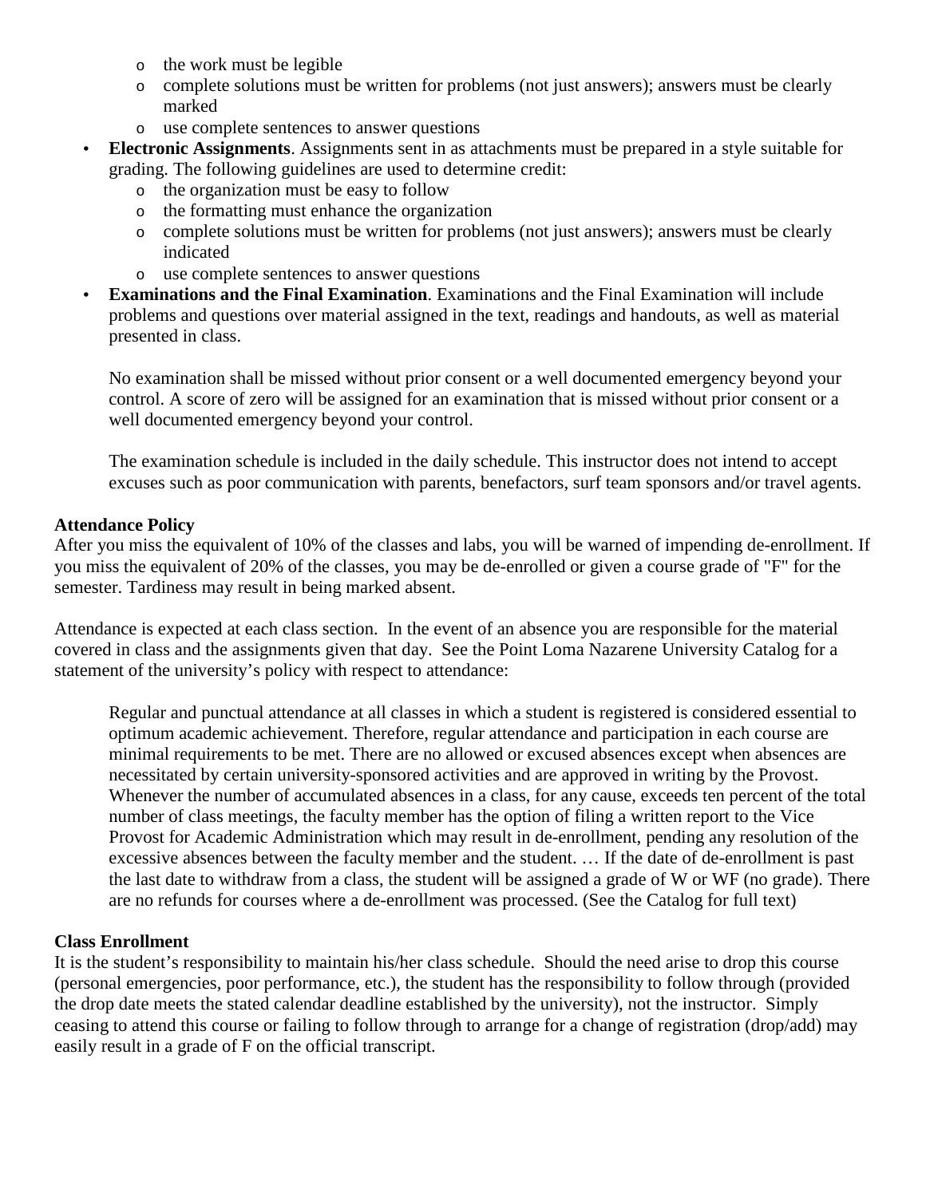- the work must be legible
    - complete solutions must be written for problems (not just answers); answers must be clearly marked
    - use complete sentences to answer questions
- **Electronic Assignments**. Assignments sent in as attachments must be prepared in a style suitable for grading. The following guidelines are used to determine credit:
    - the organization must be easy to follow
    - the formatting must enhance the organization
    - complete solutions must be written for problems (not just answers); answers must be clearly indicated
    - use complete sentences to answer questions
- **Examinations and the Final Examination**. Examinations and the Final Examination will include problems and questions over material assigned in the text, readings and handouts, as well as material presented in class.

  No examination shall be missed without prior consent or a well documented emergency beyond your control. A score of zero will be assigned for an examination that is missed without prior consent or a well documented emergency beyond your control.

  The examination schedule is included in the daily schedule. This instructor does not intend to accept excuses such as poor communication with parents, benefactors, surf team sponsors and/or travel agents.

**Attendance Policy**

After you miss the equivalent of 10% of the classes and labs, you will be warned of impending de-enrollment. If you miss the equivalent of 20% of the classes, you may be de-enrolled or given a course grade of "F" for the semester. Tardiness may result in being marked absent.

Attendance is expected at each class section. In the event of an absence you are responsible for the material covered in class and the assignments given that day. See the Point Loma Nazarene University Catalog for a statement of the university's policy with respect to attendance:

> Regular and punctual attendance at all classes in which a student is registered is considered essential to optimum academic achievement. Therefore, regular attendance and participation in each course are minimal requirements to be met. There are no allowed or excused absences except when absences are necessitated by certain university-sponsored activities and are approved in writing by the Provost. Whenever the number of accumulated absences in a class, for any cause, exceeds ten percent of the total number of class meetings, the faculty member has the option of filing a written report to the Vice Provost for Academic Administration which may result in de-enrollment, pending any resolution of the excessive absences between the faculty member and the student. … If the date of de-enrollment is past the last date to withdraw from a class, the student will be assigned a grade of W or WF (no grade). There are no refunds for courses where a de-enrollment was processed. (See the Catalog for full text)

**Class Enrollment**

It is the student's responsibility to maintain his/her class schedule. Should the need arise to drop this course (personal emergencies, poor performance, etc.), the student has the responsibility to follow through (provided the drop date meets the stated calendar deadline established by the university), not the instructor. Simply ceasing to attend this course or failing to follow through to arrange for a change of registration (drop/add) may easily result in a grade of F on the official transcript.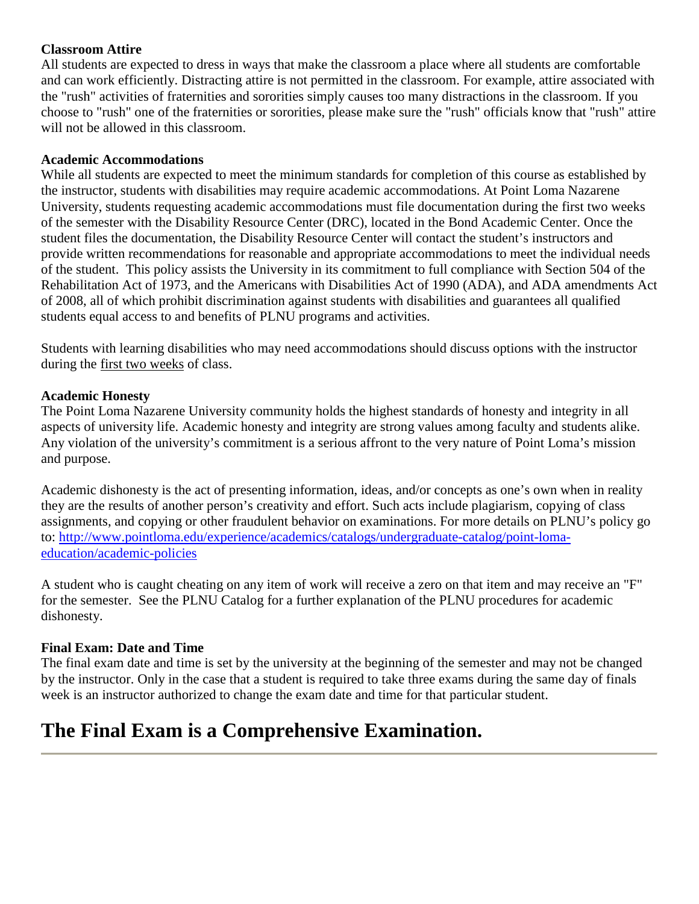**Classroom Attire**

All students are expected to dress in ways that make the classroom a place where all students are comfortable and can work efficiently. Distracting attire is not permitted in the classroom. For example, attire associated with the "rush" activities of fraternities and sororities simply causes too many distractions in the classroom. If you choose to "rush" one of the fraternities or sororities, please make sure the "rush" officials know that "rush" attire will not be allowed in this classroom.

**Academic Accommodations**

While all students are expected to meet the minimum standards for completion of this course as established by the instructor, students with disabilities may require academic accommodations. At Point Loma Nazarene University, students requesting academic accommodations must file documentation during the first two weeks of the semester with the Disability Resource Center (DRC), located in the Bond Academic Center. Once the student files the documentation, the Disability Resource Center will contact the student's instructors and provide written recommendations for reasonable and appropriate accommodations to meet the individual needs of the student. This policy assists the University in its commitment to full compliance with Section 504 of the Rehabilitation Act of 1973, and the Americans with Disabilities Act of 1990 (ADA), and ADA amendments Act of 2008, all of which prohibit discrimination against students with disabilities and guarantees all qualified students equal access to and benefits of PLNU programs and activities.

Students with learning disabilities who may need accommodations should discuss options with the instructor during the first two weeks of class.

**Academic Honesty**

The Point Loma Nazarene University community holds the highest standards of honesty and integrity in all aspects of university life. Academic honesty and integrity are strong values among faculty and students alike. Any violation of the university's commitment is a serious affront to the very nature of Point Loma's mission and purpose.

Academic dishonesty is the act of presenting information, ideas, and/or concepts as one's own when in reality they are the results of another person's creativity and effort. Such acts include plagiarism, copying of class assignments, and copying or other fraudulent behavior on examinations. For more details on PLNU's policy go to: [http://www.pointloma.edu/experience/academics/catalogs/undergraduate-catalog/point-loma-education/academic-policies](http://www.pointloma.edu/experience/academics/catalogs/undergraduate-catalog/point-loma-education/academic-policies)

A student who is caught cheating on any item of work will receive a zero on that item and may receive an "F" for the semester. See the PLNU Catalog for a further explanation of the PLNU procedures for academic dishonesty.

**Final Exam: Date and Time**

The final exam date and time is set by the university at the beginning of the semester and may not be changed by the instructor. Only in the case that a student is required to take three exams during the same day of finals week is an instructor authorized to change the exam date and time for that particular student.

# The Final Exam is a Comprehensive Examination.

---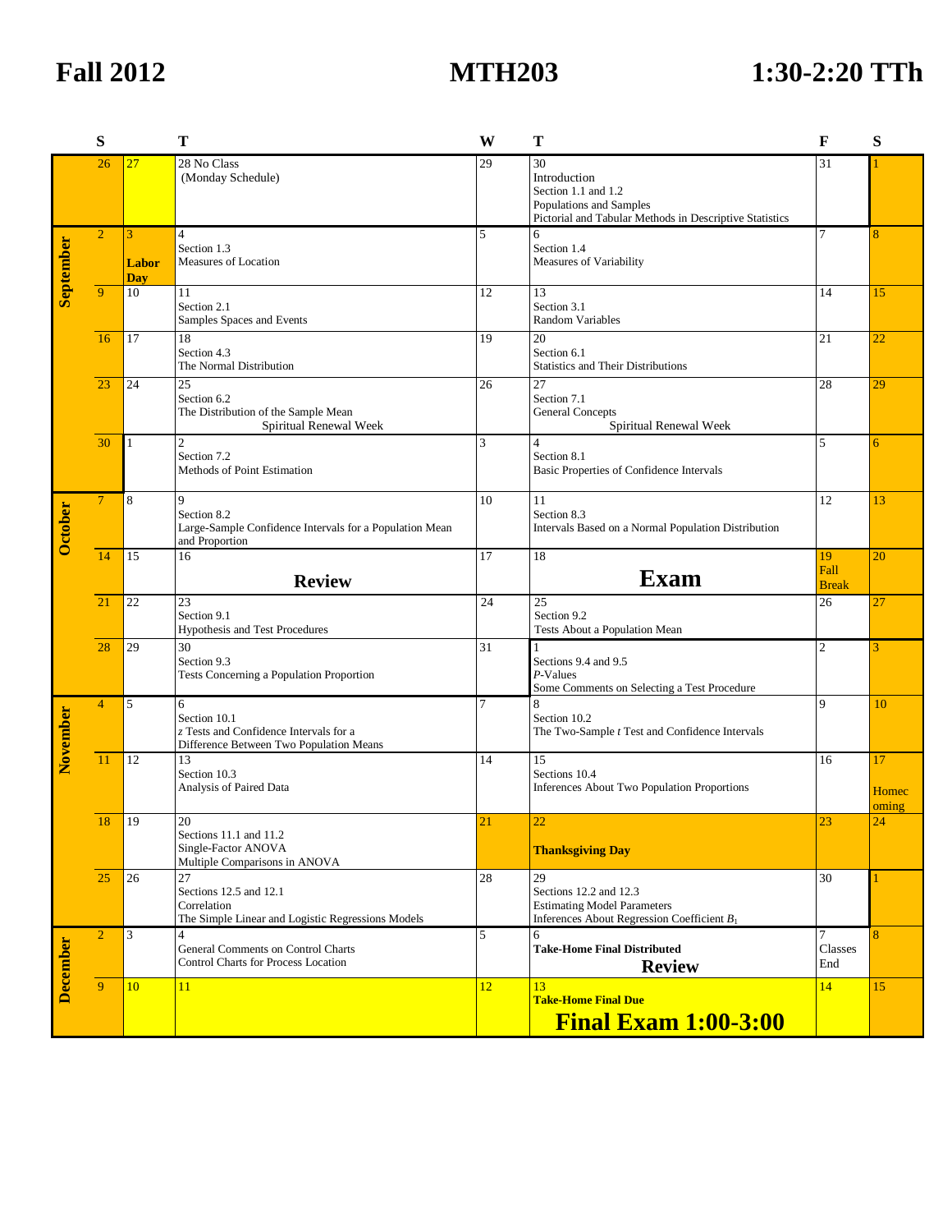# Fall 2012 MTH203 1:30-2:20 TTh

| | S | | T | W | T | F | S |
|---|---|---|---|---|---|---|---|
| | 26 | 27 | 28 No Class (Monday Schedule) | 29 | 30 Introduction Section 1.1 and 1.2 Populations and Samples Pictorial and Tabular Methods in Descriptive Statistics | 31 | 1 |
| September | 2 | 3 **Labor Day** | 4 Section 1.3 Measures of Location | 5 | 6 Section 1.4 Measures of Variability | 7 | 8 |
| | 9 | 10 | 11 Section 2.1 Samples Spaces and Events | 12 | 13 Section 3.1 Random Variables | 14 | 15 |
| | 16 | 17 | 18 Section 4.3 The Normal Distribution | 19 | 20 Section 6.1 Statistics and Their Distributions | 21 | 22 |
| | 23 | 24 | 25 Section 6.2 The Distribution of the Sample Mean Spiritual Renewal Week | 26 | 27 Section 7.1 General Concepts Spiritual Renewal Week | 28 | 29 |
| | 30 | 1 | 2 Section 7.2 Methods of Point Estimation | 3 | 4 Section 8.1 Basic Properties of Confidence Intervals | 5 | 6 |
| October | 7 | 8 | 9 Section 8.2 Large-Sample Confidence Intervals for a Population Mean and Proportion | 10 | 11 Section 8.3 Intervals Based on a Normal Population Distribution | 12 | 13 |
| | 14 | 15 | 16 **Review** | 17 | 18 **Exam** | 19 Fall Break | 20 |
| | 21 | 22 | 23 Section 9.1 Hypothesis and Test Procedures | 24 | 25 Section 9.2 Tests About a Population Mean | 26 | 27 |
| | 28 | 29 | 30 Section 9.3 Tests Concerning a Population Proportion | 31 | 1 Sections 9.4 and 9.5 *P*-Values Some Comments on Selecting a Test Procedure | 2 | 3 |
| November | 4 | 5 | 6 Section 10.1 *z* Tests and Confidence Intervals for a Difference Between Two Population Means | 7 | 8 Section 10.2 The Two-Sample *t* Test and Confidence Intervals | 9 | 10 |
| | 11 | 12 | 13 Section 10.3 Analysis of Paired Data | 14 | 15 Sections 10.4 Inferences About Two Population Proportions | 16 | 17 Homecoming |
| | 18 | 19 | 20 Sections 11.1 and 11.2 Single-Factor ANOVA Multiple Comparisons in ANOVA | 21 | 22 **Thanksgiving Day** | 23 | 24 |
| | 25 | 26 | 27 Sections 12.5 and 12.1 Correlation The Simple Linear and Logistic Regressions Models | 28 | 29 Sections 12.2 and 12.3 Estimating Model Parameters Inferences About Regression Coefficient $B_1$ | 30 | 1 |
| December | 2 | 3 | 4 General Comments on Control Charts Control Charts for Process Location | 5 | 6 **Take-Home Final Distributed** **Review** | 7 Classes End | 8 |
| | 9 | 10 | 11 | 12 | 13 **Take-Home Final Due** **Final Exam 1:00-3:00** | 14 | 15 |